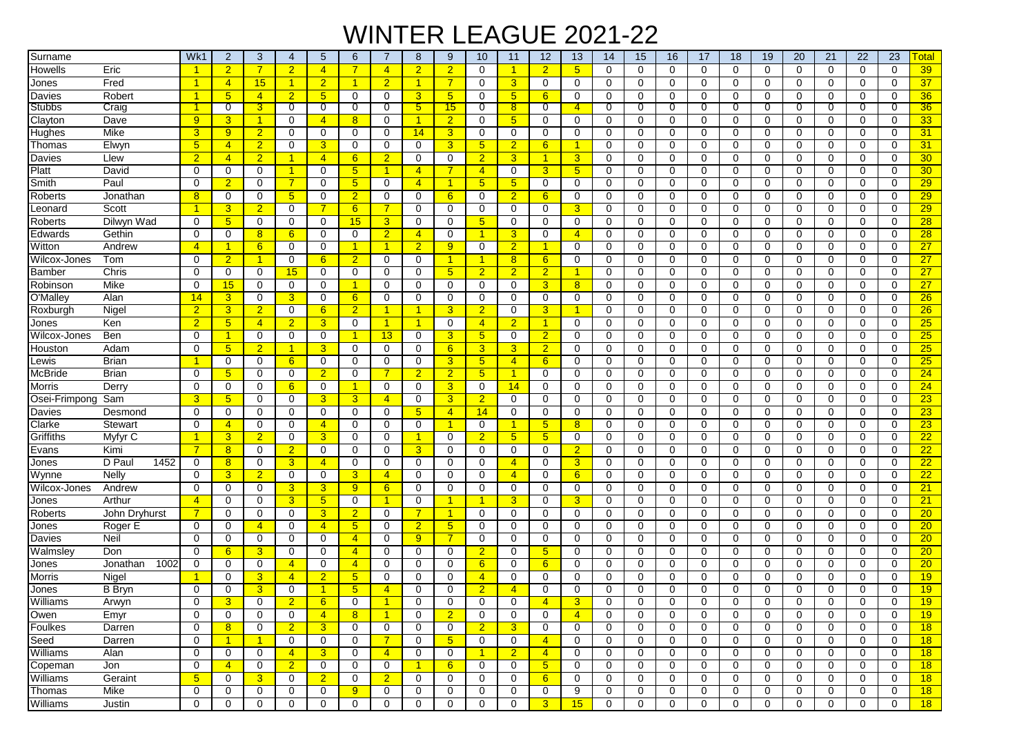# WINTER LEAGUE 2021-22

| Surname | | Wk1 | 2 | 3 | 4 | 5 | 6 | 7 | 8 | 9 | 10 | 11 | 12 | 13 | 14 | 15 | 16 | 17 | 18 | 19 | 20 | 21 | 22 | 23 | Total |
|---|---|---|---|---|---|---|---|---|---|---|---|---|---|---|---|---|---|---|---|---|---|---|---|---|---|
| Howells | Eric | 1 | 2 | 7 | 2 | 4 | 7 | 4 | 2 | 2 | 0 | 1 | 2 | 5 | 0 | 0 | 0 | 0 | 0 | 0 | 0 | 0 | 0 | 0 | 39 |
| Jones | Fred | 1 | 4 | 15 | 1 | 2 | 1 | 2 | 1 | 7 | 0 | 3 | 0 | 0 | 0 | 0 | 0 | 0 | 0 | 0 | 0 | 0 | 0 | 0 | 37 |
| Davies | Robert | 1 | 5 | 4 | 2 | 5 | 0 | 0 | 3 | 5 | 0 | 5 | 6 | 0 | 0 | 0 | 0 | 0 | 0 | 0 | 0 | 0 | 0 | 0 | 36 |
| Stubbs | Craig | 1 | 0 | 3 | 0 | 0 | 0 | 0 | 5 | 15 | 0 | 8 | 0 | 4 | 0 | 0 | 0 | 0 | 0 | 0 | 0 | 0 | 0 | 0 | 36 |
| Clayton | Dave | 9 | 3 | 1 | 0 | 4 | 8 | 0 | 1 | 2 | 0 | 5 | 0 | 0 | 0 | 0 | 0 | 0 | 0 | 0 | 0 | 0 | 0 | 0 | 33 |
| Hughes | Mike | 3 | 9 | 2 | 0 | 0 | 0 | 0 | 14 | 3 | 0 | 0 | 0 | 0 | 0 | 0 | 0 | 0 | 0 | 0 | 0 | 0 | 0 | 0 | 31 |
| Thomas | Elwyn | 5 | 4 | 2 | 0 | 3 | 0 | 0 | 0 | 3 | 5 | 2 | 6 | 1 | 0 | 0 | 0 | 0 | 0 | 0 | 0 | 0 | 0 | 0 | 31 |
| Davies | Llew | 2 | 4 | 2 | 1 | 4 | 6 | 2 | 0 | 0 | 2 | 3 | 1 | 3 | 0 | 0 | 0 | 0 | 0 | 0 | 0 | 0 | 0 | 0 | 30 |
| Platt | David | 0 | 0 | 0 | 1 | 0 | 5 | 1 | 4 | 7 | 4 | 0 | 3 | 5 | 0 | 0 | 0 | 0 | 0 | 0 | 0 | 0 | 0 | 0 | 30 |
| Smith | Paul | 0 | 2 | 0 | 7 | 0 | 5 | 0 | 4 | 1 | 5 | 5 | 0 | 0 | 0 | 0 | 0 | 0 | 0 | 0 | 0 | 0 | 0 | 0 | 29 |
| Roberts | Jonathan | 8 | 0 | 0 | 5 | 0 | 2 | 0 | 0 | 6 | 0 | 2 | 6 | 0 | 0 | 0 | 0 | 0 | 0 | 0 | 0 | 0 | 0 | 0 | 29 |
| Leonard | Scott | 1 | 3 | 2 | 0 | 7 | 6 | 7 | 0 | 0 | 0 | 0 | 0 | 3 | 0 | 0 | 0 | 0 | 0 | 0 | 0 | 0 | 0 | 0 | 29 |
| Roberts | Dilwyn Wad | 0 | 5 | 0 | 0 | 0 | 15 | 3 | 0 | 0 | 5 | 0 | 0 | 0 | 0 | 0 | 0 | 0 | 0 | 0 | 0 | 0 | 0 | 0 | 28 |
| Edwards | Gethin | 0 | 0 | 8 | 6 | 0 | 0 | 2 | 4 | 0 | 1 | 3 | 0 | 4 | 0 | 0 | 0 | 0 | 0 | 0 | 0 | 0 | 0 | 0 | 28 |
| Witton | Andrew | 4 | 1 | 6 | 0 | 0 | 1 | 1 | 2 | 9 | 0 | 2 | 1 | 0 | 0 | 0 | 0 | 0 | 0 | 0 | 0 | 0 | 0 | 0 | 27 |
| Wilcox-Jones | Tom | 0 | 2 | 1 | 0 | 6 | 2 | 0 | 0 | 1 | 1 | 8 | 6 | 0 | 0 | 0 | 0 | 0 | 0 | 0 | 0 | 0 | 0 | 0 | 27 |
| Bamber | Chris | 0 | 0 | 0 | 15 | 0 | 0 | 0 | 0 | 5 | 2 | 2 | 2 | 1 | 0 | 0 | 0 | 0 | 0 | 0 | 0 | 0 | 0 | 0 | 27 |
| Robinson | Mike | 0 | 15 | 0 | 0 | 0 | 1 | 0 | 0 | 0 | 0 | 0 | 3 | 8 | 0 | 0 | 0 | 0 | 0 | 0 | 0 | 0 | 0 | 0 | 27 |
| O'Malley | Alan | 14 | 3 | 0 | 3 | 0 | 6 | 0 | 0 | 0 | 0 | 0 | 0 | 0 | 0 | 0 | 0 | 0 | 0 | 0 | 0 | 0 | 0 | 0 | 26 |
| Roxburgh | Nigel | 2 | 3 | 2 | 0 | 6 | 2 | 1 | 1 | 3 | 2 | 0 | 3 | 1 | 0 | 0 | 0 | 0 | 0 | 0 | 0 | 0 | 0 | 0 | 26 |
| Jones | Ken | 2 | 5 | 4 | 2 | 3 | 0 | 1 | 1 | 0 | 4 | 2 | 1 | 0 | 0 | 0 | 0 | 0 | 0 | 0 | 0 | 0 | 0 | 0 | 25 |
| Wilcox-Jones | Ben | 0 | 1 | 0 | 0 | 0 | 1 | 13 | 0 | 3 | 5 | 0 | 2 | 0 | 0 | 0 | 0 | 0 | 0 | 0 | 0 | 0 | 0 | 0 | 25 |
| Houston | Adam | 0 | 5 | 2 | 1 | 3 | 0 | 0 | 0 | 6 | 3 | 3 | 2 | 0 | 0 | 0 | 0 | 0 | 0 | 0 | 0 | 0 | 0 | 0 | 25 |
| Lewis | Brian | 1 | 0 | 0 | 6 | 0 | 0 | 0 | 0 | 3 | 5 | 4 | 6 | 0 | 0 | 0 | 0 | 0 | 0 | 0 | 0 | 0 | 0 | 0 | 25 |
| McBride | Brian | 0 | 5 | 0 | 0 | 2 | 0 | 7 | 2 | 2 | 5 | 1 | 0 | 0 | 0 | 0 | 0 | 0 | 0 | 0 | 0 | 0 | 0 | 0 | 24 |
| Morris | Derry | 0 | 0 | 0 | 6 | 0 | 1 | 0 | 0 | 3 | 0 | 14 | 0 | 0 | 0 | 0 | 0 | 0 | 0 | 0 | 0 | 0 | 0 | 0 | 24 |
| Osei-Frimpong | Sam | 3 | 5 | 0 | 0 | 3 | 3 | 4 | 0 | 3 | 2 | 0 | 0 | 0 | 0 | 0 | 0 | 0 | 0 | 0 | 0 | 0 | 0 | 0 | 23 |
| Davies | Desmond | 0 | 0 | 0 | 0 | 0 | 0 | 0 | 5 | 4 | 14 | 0 | 0 | 0 | 0 | 0 | 0 | 0 | 0 | 0 | 0 | 0 | 0 | 0 | 23 |
| Clarke | Stewart | 0 | 4 | 0 | 0 | 4 | 0 | 0 | 0 | 1 | 0 | 1 | 5 | 8 | 0 | 0 | 0 | 0 | 0 | 0 | 0 | 0 | 0 | 0 | 23 |
| Griffiths | Myfyr C | 1 | 3 | 2 | 0 | 3 | 0 | 0 | 1 | 0 | 2 | 5 | 5 | 0 | 0 | 0 | 0 | 0 | 0 | 0 | 0 | 0 | 0 | 0 | 22 |
| Evans | Kimi | 7 | 8 | 0 | 2 | 0 | 0 | 0 | 3 | 0 | 0 | 0 | 0 | 2 | 0 | 0 | 0 | 0 | 0 | 0 | 0 | 0 | 0 | 0 | 22 |
| Jones | D Paul 1452 | 0 | 8 | 0 | 3 | 4 | 0 | 0 | 0 | 0 | 0 | 4 | 0 | 3 | 0 | 0 | 0 | 0 | 0 | 0 | 0 | 0 | 0 | 0 | 22 |
| Wynne | Nelly | 0 | 3 | 2 | 0 | 0 | 3 | 4 | 0 | 0 | 0 | 4 | 0 | 6 | 0 | 0 | 0 | 0 | 0 | 0 | 0 | 0 | 0 | 0 | 22 |
| Wilcox-Jones | Andrew | 0 | 0 | 0 | 3 | 3 | 9 | 6 | 0 | 0 | 0 | 0 | 0 | 0 | 0 | 0 | 0 | 0 | 0 | 0 | 0 | 0 | 0 | 0 | 21 |
| Jones | Arthur | 4 | 0 | 0 | 3 | 5 | 0 | 1 | 0 | 1 | 1 | 3 | 0 | 3 | 0 | 0 | 0 | 0 | 0 | 0 | 0 | 0 | 0 | 0 | 21 |
| Roberts | John Dryhurst | 7 | 0 | 0 | 0 | 3 | 2 | 0 | 7 | 1 | 0 | 0 | 0 | 0 | 0 | 0 | 0 | 0 | 0 | 0 | 0 | 0 | 0 | 0 | 20 |
| Jones | Roger E | 0 | 0 | 4 | 0 | 4 | 5 | 0 | 2 | 5 | 0 | 0 | 0 | 0 | 0 | 0 | 0 | 0 | 0 | 0 | 0 | 0 | 0 | 0 | 20 |
| Davies | Neil | 0 | 0 | 0 | 0 | 0 | 4 | 0 | 9 | 7 | 0 | 0 | 0 | 0 | 0 | 0 | 0 | 0 | 0 | 0 | 0 | 0 | 0 | 0 | 20 |
| Walmsley | Don | 0 | 6 | 3 | 0 | 0 | 4 | 0 | 0 | 0 | 2 | 0 | 5 | 0 | 0 | 0 | 0 | 0 | 0 | 0 | 0 | 0 | 0 | 0 | 20 |
| Jones | Jonathan 1002 | 0 | 0 | 0 | 4 | 0 | 4 | 0 | 0 | 0 | 6 | 0 | 6 | 0 | 0 | 0 | 0 | 0 | 0 | 0 | 0 | 0 | 0 | 0 | 20 |
| Morris | Nigel | 1 | 0 | 3 | 4 | 2 | 5 | 0 | 0 | 0 | 4 | 0 | 0 | 0 | 0 | 0 | 0 | 0 | 0 | 0 | 0 | 0 | 0 | 0 | 19 |
| Jones | B Bryn | 0 | 0 | 3 | 0 | 1 | 5 | 4 | 0 | 0 | 2 | 4 | 0 | 0 | 0 | 0 | 0 | 0 | 0 | 0 | 0 | 0 | 0 | 0 | 19 |
| Williams | Arwyn | 0 | 3 | 0 | 2 | 6 | 0 | 1 | 0 | 0 | 0 | 0 | 4 | 3 | 0 | 0 | 0 | 0 | 0 | 0 | 0 | 0 | 0 | 0 | 19 |
| Owen | Emyr | 0 | 0 | 0 | 0 | 4 | 8 | 1 | 0 | 2 | 0 | 0 | 0 | 4 | 0 | 0 | 0 | 0 | 0 | 0 | 0 | 0 | 0 | 0 | 19 |
| Foulkes | Darren | 0 | 8 | 0 | 2 | 3 | 0 | 0 | 0 | 0 | 2 | 3 | 0 | 0 | 0 | 0 | 0 | 0 | 0 | 0 | 0 | 0 | 0 | 0 | 18 |
| Seed | Darren | 0 | 1 | 1 | 0 | 0 | 0 | 7 | 0 | 5 | 0 | 0 | 4 | 0 | 0 | 0 | 0 | 0 | 0 | 0 | 0 | 0 | 0 | 0 | 18 |
| Williams | Alan | 0 | 0 | 0 | 4 | 3 | 0 | 4 | 0 | 0 | 1 | 2 | 4 | 0 | 0 | 0 | 0 | 0 | 0 | 0 | 0 | 0 | 0 | 0 | 18 |
| Copeman | Jon | 0 | 4 | 0 | 2 | 0 | 0 | 0 | 1 | 6 | 0 | 0 | 5 | 0 | 0 | 0 | 0 | 0 | 0 | 0 | 0 | 0 | 0 | 0 | 18 |
| Williams | Geraint | 5 | 0 | 3 | 0 | 2 | 0 | 2 | 0 | 0 | 0 | 0 | 6 | 0 | 0 | 0 | 0 | 0 | 0 | 0 | 0 | 0 | 0 | 0 | 18 |
| Thomas | Mike | 0 | 0 | 0 | 0 | 0 | 9 | 0 | 0 | 0 | 0 | 0 | 0 | 9 | 0 | 0 | 0 | 0 | 0 | 0 | 0 | 0 | 0 | 0 | 18 |
| Williams | Justin | 0 | 0 | 0 | 0 | 0 | 0 | 0 | 0 | 0 | 0 | 0 | 3 | 15 | 0 | 0 | 0 | 0 | 0 | 0 | 0 | 0 | 0 | 0 | 18 |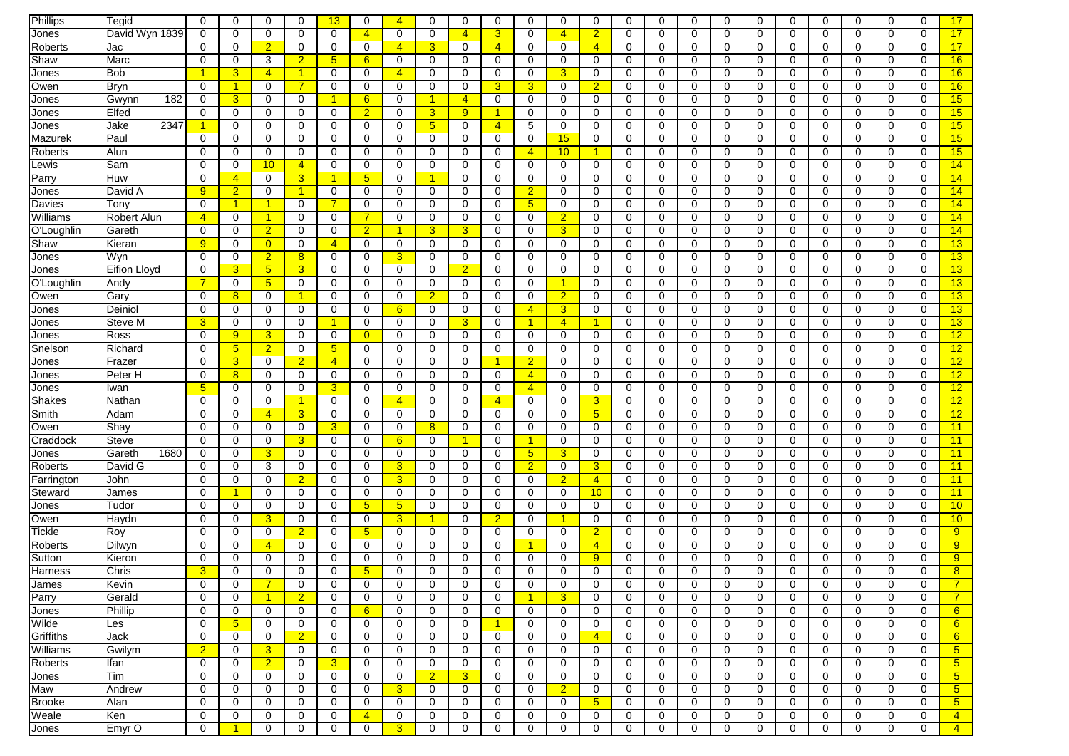| | | | | | | | | | | | | | | | | | | | | | | | | | |
|---|---|---|---|---|---|---|---|---|---|---|---|---|---|---|---|---|---|---|---|---|---|---|---|---|---|
| Phillips | Tegid | 0 | 0 | 0 | 0 | 13 | 0 | 4 | 0 | 0 | 0 | 0 | 0 | 0 | 0 | 0 | 0 | 0 | 0 | 0 | 0 | 0 | 0 | 0 | 17 |
| Jones | David Wyn 1839 | 0 | 0 | 0 | 0 | 0 | 4 | 0 | 0 | 4 | 3 | 0 | 4 | 2 | 0 | 0 | 0 | 0 | 0 | 0 | 0 | 0 | 0 | 0 | 17 |
| Roberts | Jac | 0 | 0 | 2 | 0 | 0 | 0 | 4 | 3 | 0 | 4 | 0 | 0 | 4 | 0 | 0 | 0 | 0 | 0 | 0 | 0 | 0 | 0 | 0 | 17 |
| Shaw | Marc | 0 | 0 | 3 | 2 | 5 | 6 | 0 | 0 | 0 | 0 | 0 | 0 | 0 | 0 | 0 | 0 | 0 | 0 | 0 | 0 | 0 | 0 | 0 | 16 |
| Jones | Bob | 1 | 3 | 4 | 1 | 0 | 0 | 4 | 0 | 0 | 0 | 0 | 3 | 0 | 0 | 0 | 0 | 0 | 0 | 0 | 0 | 0 | 0 | 0 | 16 |
| Owen | Bryn | 0 | 1 | 0 | 7 | 0 | 0 | 0 | 0 | 0 | 3 | 3 | 0 | 2 | 0 | 0 | 0 | 0 | 0 | 0 | 0 | 0 | 0 | 0 | 16 |
| Jones | Gwynn 182 | 0 | 3 | 0 | 0 | 1 | 6 | 0 | 1 | 4 | 0 | 0 | 0 | 0 | 0 | 0 | 0 | 0 | 0 | 0 | 0 | 0 | 0 | 0 | 15 |
| Jones | Elfed | 0 | 0 | 0 | 0 | 0 | 2 | 0 | 3 | 9 | 1 | 0 | 0 | 0 | 0 | 0 | 0 | 0 | 0 | 0 | 0 | 0 | 0 | 0 | 15 |
| Jones | Jake 2347 | 1 | 0 | 0 | 0 | 0 | 0 | 0 | 5 | 0 | 4 | 5 | 0 | 0 | 0 | 0 | 0 | 0 | 0 | 0 | 0 | 0 | 0 | 0 | 15 |
| Mazurek | Paul | 0 | 0 | 0 | 0 | 0 | 0 | 0 | 0 | 0 | 0 | 0 | 15 | 0 | 0 | 0 | 0 | 0 | 0 | 0 | 0 | 0 | 0 | 0 | 15 |
| Roberts | Alun | 0 | 0 | 0 | 0 | 0 | 0 | 0 | 0 | 0 | 0 | 4 | 10 | 1 | 0 | 0 | 0 | 0 | 0 | 0 | 0 | 0 | 0 | 0 | 15 |
| Lewis | Sam | 0 | 0 | 10 | 4 | 0 | 0 | 0 | 0 | 0 | 0 | 0 | 0 | 0 | 0 | 0 | 0 | 0 | 0 | 0 | 0 | 0 | 0 | 0 | 14 |
| Parry | Huw | 0 | 4 | 0 | 3 | 1 | 5 | 0 | 1 | 0 | 0 | 0 | 0 | 0 | 0 | 0 | 0 | 0 | 0 | 0 | 0 | 0 | 0 | 0 | 14 |
| Jones | David A | 9 | 2 | 0 | 1 | 0 | 0 | 0 | 0 | 0 | 0 | 2 | 0 | 0 | 0 | 0 | 0 | 0 | 0 | 0 | 0 | 0 | 0 | 0 | 14 |
| Davies | Tony | 0 | 1 | 1 | 0 | 7 | 0 | 0 | 0 | 0 | 0 | 5 | 0 | 0 | 0 | 0 | 0 | 0 | 0 | 0 | 0 | 0 | 0 | 0 | 14 |
| Williams | Robert Alun | 4 | 0 | 1 | 0 | 0 | 7 | 0 | 0 | 0 | 0 | 0 | 2 | 0 | 0 | 0 | 0 | 0 | 0 | 0 | 0 | 0 | 0 | 0 | 14 |
| O'Loughlin | Gareth | 0 | 0 | 2 | 0 | 0 | 2 | 1 | 3 | 3 | 0 | 0 | 3 | 0 | 0 | 0 | 0 | 0 | 0 | 0 | 0 | 0 | 0 | 0 | 14 |
| Shaw | Kieran | 9 | 0 | 0 | 0 | 4 | 0 | 0 | 0 | 0 | 0 | 0 | 0 | 0 | 0 | 0 | 0 | 0 | 0 | 0 | 0 | 0 | 0 | 0 | 13 |
| Jones | Wyn | 0 | 0 | 2 | 8 | 0 | 0 | 3 | 0 | 0 | 0 | 0 | 0 | 0 | 0 | 0 | 0 | 0 | 0 | 0 | 0 | 0 | 0 | 0 | 13 |
| Jones | Eifion Lloyd | 0 | 3 | 5 | 3 | 0 | 0 | 0 | 0 | 2 | 0 | 0 | 0 | 0 | 0 | 0 | 0 | 0 | 0 | 0 | 0 | 0 | 0 | 0 | 13 |
| O'Loughlin | Andy | 7 | 0 | 5 | 0 | 0 | 0 | 0 | 0 | 0 | 0 | 0 | 1 | 0 | 0 | 0 | 0 | 0 | 0 | 0 | 0 | 0 | 0 | 0 | 13 |
| Owen | Gary | 0 | 8 | 0 | 1 | 0 | 0 | 0 | 2 | 0 | 0 | 0 | 2 | 0 | 0 | 0 | 0 | 0 | 0 | 0 | 0 | 0 | 0 | 0 | 13 |
| Jones | Deiniol | 0 | 0 | 0 | 0 | 0 | 0 | 6 | 0 | 0 | 0 | 4 | 3 | 0 | 0 | 0 | 0 | 0 | 0 | 0 | 0 | 0 | 0 | 0 | 13 |
| Jones | Steve M | 3 | 0 | 0 | 0 | 1 | 0 | 0 | 0 | 3 | 0 | 1 | 4 | 1 | 0 | 0 | 0 | 0 | 0 | 0 | 0 | 0 | 0 | 0 | 13 |
| Jones | Ross | 0 | 9 | 3 | 0 | 0 | 0 | 0 | 0 | 0 | 0 | 0 | 0 | 0 | 0 | 0 | 0 | 0 | 0 | 0 | 0 | 0 | 0 | 0 | 12 |
| Snelson | Richard | 0 | 5 | 2 | 0 | 5 | 0 | 0 | 0 | 0 | 0 | 0 | 0 | 0 | 0 | 0 | 0 | 0 | 0 | 0 | 0 | 0 | 0 | 0 | 12 |
| Jones | Frazer | 0 | 3 | 0 | 2 | 4 | 0 | 0 | 0 | 0 | 1 | 2 | 0 | 0 | 0 | 0 | 0 | 0 | 0 | 0 | 0 | 0 | 0 | 0 | 12 |
| Jones | Peter H | 0 | 8 | 0 | 0 | 0 | 0 | 0 | 0 | 0 | 0 | 4 | 0 | 0 | 0 | 0 | 0 | 0 | 0 | 0 | 0 | 0 | 0 | 0 | 12 |
| Jones | Iwan | 5 | 0 | 0 | 0 | 3 | 0 | 0 | 0 | 0 | 0 | 4 | 0 | 0 | 0 | 0 | 0 | 0 | 0 | 0 | 0 | 0 | 0 | 0 | 12 |
| Shakes | Nathan | 0 | 0 | 0 | 1 | 0 | 0 | 4 | 0 | 0 | 4 | 0 | 0 | 3 | 0 | 0 | 0 | 0 | 0 | 0 | 0 | 0 | 0 | 0 | 12 |
| Smith | Adam | 0 | 0 | 4 | 3 | 0 | 0 | 0 | 0 | 0 | 0 | 0 | 0 | 5 | 0 | 0 | 0 | 0 | 0 | 0 | 0 | 0 | 0 | 0 | 12 |
| Owen | Shay | 0 | 0 | 0 | 0 | 3 | 0 | 0 | 8 | 0 | 0 | 0 | 0 | 0 | 0 | 0 | 0 | 0 | 0 | 0 | 0 | 0 | 0 | 0 | 11 |
| Craddock | Steve | 0 | 0 | 0 | 3 | 0 | 0 | 6 | 0 | 1 | 0 | 1 | 0 | 0 | 0 | 0 | 0 | 0 | 0 | 0 | 0 | 0 | 0 | 0 | 11 |
| Jones | Gareth 1680 | 0 | 0 | 3 | 0 | 0 | 0 | 0 | 0 | 0 | 0 | 5 | 3 | 0 | 0 | 0 | 0 | 0 | 0 | 0 | 0 | 0 | 0 | 0 | 11 |
| Roberts | David G | 0 | 0 | 3 | 0 | 0 | 0 | 3 | 0 | 0 | 0 | 2 | 0 | 3 | 0 | 0 | 0 | 0 | 0 | 0 | 0 | 0 | 0 | 0 | 11 |
| Farrington | John | 0 | 0 | 0 | 2 | 0 | 0 | 3 | 0 | 0 | 0 | 0 | 2 | 4 | 0 | 0 | 0 | 0 | 0 | 0 | 0 | 0 | 0 | 0 | 11 |
| Steward | James | 0 | 1 | 0 | 0 | 0 | 0 | 0 | 0 | 0 | 0 | 0 | 0 | 10 | 0 | 0 | 0 | 0 | 0 | 0 | 0 | 0 | 0 | 0 | 11 |
| Jones | Tudor | 0 | 0 | 0 | 0 | 0 | 5 | 5 | 0 | 0 | 0 | 0 | 0 | 0 | 0 | 0 | 0 | 0 | 0 | 0 | 0 | 0 | 0 | 0 | 10 |
| Owen | Haydn | 0 | 0 | 3 | 0 | 0 | 0 | 3 | 1 | 0 | 2 | 0 | 1 | 0 | 0 | 0 | 0 | 0 | 0 | 0 | 0 | 0 | 0 | 0 | 10 |
| Tickle | Roy | 0 | 0 | 0 | 2 | 0 | 5 | 0 | 0 | 0 | 0 | 0 | 0 | 2 | 0 | 0 | 0 | 0 | 0 | 0 | 0 | 0 | 0 | 0 | 9 |
| Roberts | Dilwyn | 0 | 0 | 4 | 0 | 0 | 0 | 0 | 0 | 0 | 0 | 1 | 0 | 4 | 0 | 0 | 0 | 0 | 0 | 0 | 0 | 0 | 0 | 0 | 9 |
| Sutton | Kieron | 0 | 0 | 0 | 0 | 0 | 0 | 0 | 0 | 0 | 0 | 0 | 0 | 9 | 0 | 0 | 0 | 0 | 0 | 0 | 0 | 0 | 0 | 0 | 9 |
| Harness | Chris | 3 | 0 | 0 | 0 | 0 | 5 | 0 | 0 | 0 | 0 | 0 | 0 | 0 | 0 | 0 | 0 | 0 | 0 | 0 | 0 | 0 | 0 | 0 | 8 |
| James | Kevin | 0 | 0 | 7 | 0 | 0 | 0 | 0 | 0 | 0 | 0 | 0 | 0 | 0 | 0 | 0 | 0 | 0 | 0 | 0 | 0 | 0 | 0 | 0 | 7 |
| Parry | Gerald | 0 | 0 | 1 | 2 | 0 | 0 | 0 | 0 | 0 | 0 | 1 | 3 | 0 | 0 | 0 | 0 | 0 | 0 | 0 | 0 | 0 | 0 | 0 | 7 |
| Jones | Phillip | 0 | 0 | 0 | 0 | 0 | 6 | 0 | 0 | 0 | 0 | 0 | 0 | 0 | 0 | 0 | 0 | 0 | 0 | 0 | 0 | 0 | 0 | 0 | 6 |
| Wilde | Les | 0 | 5 | 0 | 0 | 0 | 0 | 0 | 0 | 0 | 1 | 0 | 0 | 0 | 0 | 0 | 0 | 0 | 0 | 0 | 0 | 0 | 0 | 0 | 6 |
| Griffiths | Jack | 0 | 0 | 0 | 2 | 0 | 0 | 0 | 0 | 0 | 0 | 0 | 0 | 4 | 0 | 0 | 0 | 0 | 0 | 0 | 0 | 0 | 0 | 0 | 6 |
| Williams | Gwilym | 2 | 0 | 3 | 0 | 0 | 0 | 0 | 0 | 0 | 0 | 0 | 0 | 0 | 0 | 0 | 0 | 0 | 0 | 0 | 0 | 0 | 0 | 0 | 5 |
| Roberts | Ifan | 0 | 0 | 2 | 0 | 3 | 0 | 0 | 0 | 0 | 0 | 0 | 0 | 0 | 0 | 0 | 0 | 0 | 0 | 0 | 0 | 0 | 0 | 0 | 5 |
| Jones | Tim | 0 | 0 | 0 | 0 | 0 | 0 | 0 | 2 | 3 | 0 | 0 | 0 | 0 | 0 | 0 | 0 | 0 | 0 | 0 | 0 | 0 | 0 | 0 | 5 |
| Maw | Andrew | 0 | 0 | 0 | 0 | 0 | 0 | 3 | 0 | 0 | 0 | 0 | 2 | 0 | 0 | 0 | 0 | 0 | 0 | 0 | 0 | 0 | 0 | 0 | 5 |
| Brooke | Alan | 0 | 0 | 0 | 0 | 0 | 0 | 0 | 0 | 0 | 0 | 0 | 0 | 5 | 0 | 0 | 0 | 0 | 0 | 0 | 0 | 0 | 0 | 0 | 5 |
| Weale | Ken | 0 | 0 | 0 | 0 | 0 | 4 | 0 | 0 | 0 | 0 | 0 | 0 | 0 | 0 | 0 | 0 | 0 | 0 | 0 | 0 | 0 | 0 | 0 | 4 |
| Jones | Emyr O | 0 | 1 | 0 | 0 | 0 | 0 | 3 | 0 | 0 | 0 | 0 | 0 | 0 | 0 | 0 | 0 | 0 | 0 | 0 | 0 | 0 | 0 | 0 | 4 |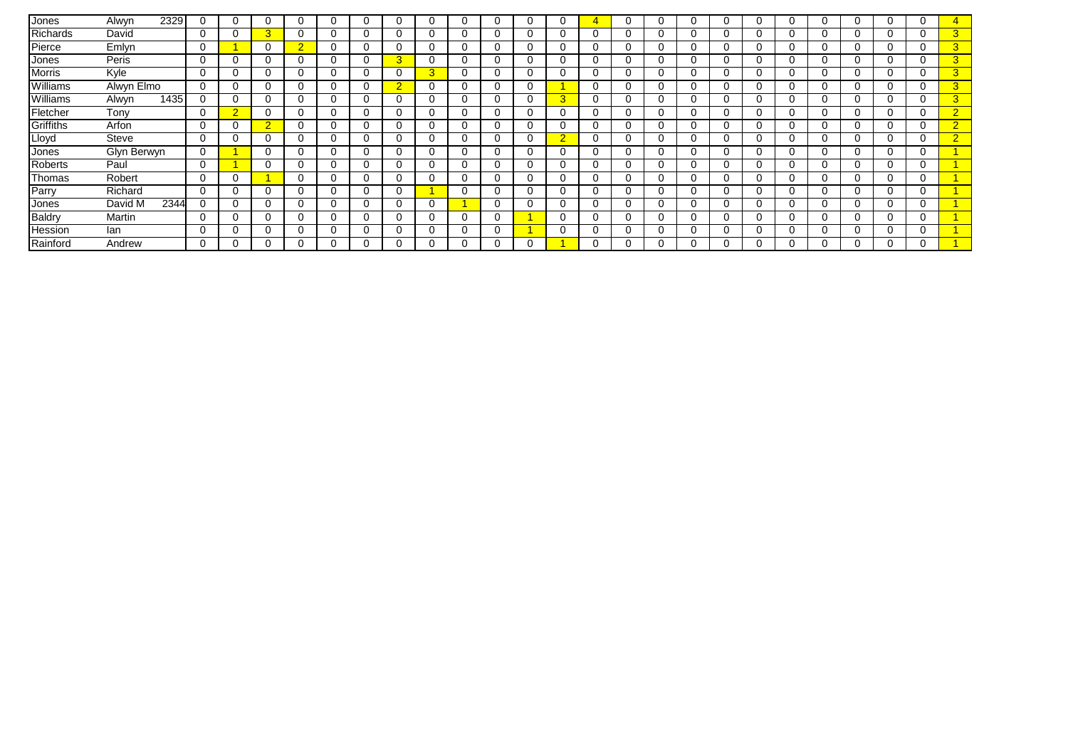| | | | | | | | | | | | | | | | | | | | | | | | | | |
|---|---|---|---|---|---|---|---|---|---|---|---|---|---|---|---|---|---|---|---|---|---|---|---|---|---|
| Jones | Alwyn | 2329 | 0 | 0 | 0 | 0 | 0 | 0 | 0 | 0 | 0 | 0 | 0 | 0 | 4 | 0 | 0 | 0 | 0 | 0 | 0 | 0 | 0 | 0 | 0 | 4 |
| Richards | David | | 0 | 0 | 3 | 0 | 0 | 0 | 0 | 0 | 0 | 0 | 0 | 0 | 0 | 0 | 0 | 0 | 0 | 0 | 0 | 0 | 0 | 0 | 0 | 3 |
| Pierce | Emlyn | | 0 | 1 | 0 | 2 | 0 | 0 | 0 | 0 | 0 | 0 | 0 | 0 | 0 | 0 | 0 | 0 | 0 | 0 | 0 | 0 | 0 | 0 | 0 | 3 |
| Jones | Peris | | 0 | 0 | 0 | 0 | 0 | 0 | 3 | 0 | 0 | 0 | 0 | 0 | 0 | 0 | 0 | 0 | 0 | 0 | 0 | 0 | 0 | 0 | 0 | 3 |
| Morris | Kyle | | 0 | 0 | 0 | 0 | 0 | 0 | 0 | 3 | 0 | 0 | 0 | 0 | 0 | 0 | 0 | 0 | 0 | 0 | 0 | 0 | 0 | 0 | 0 | 3 |
| Williams | Alwyn Elmo | | 0 | 0 | 0 | 0 | 0 | 0 | 2 | 0 | 0 | 0 | 0 | 1 | 0 | 0 | 0 | 0 | 0 | 0 | 0 | 0 | 0 | 0 | 0 | 3 |
| Williams | Alwyn | 1435 | 0 | 0 | 0 | 0 | 0 | 0 | 0 | 0 | 0 | 0 | 0 | 3 | 0 | 0 | 0 | 0 | 0 | 0 | 0 | 0 | 0 | 0 | 0 | 3 |
| Fletcher | Tony | | 0 | 2 | 0 | 0 | 0 | 0 | 0 | 0 | 0 | 0 | 0 | 0 | 0 | 0 | 0 | 0 | 0 | 0 | 0 | 0 | 0 | 0 | 0 | 2 |
| Griffiths | Arfon | | 0 | 0 | 2 | 0 | 0 | 0 | 0 | 0 | 0 | 0 | 0 | 0 | 0 | 0 | 0 | 0 | 0 | 0 | 0 | 0 | 0 | 0 | 0 | 2 |
| Lloyd | Steve | | 0 | 0 | 0 | 0 | 0 | 0 | 0 | 0 | 0 | 0 | 0 | 2 | 0 | 0 | 0 | 0 | 0 | 0 | 0 | 0 | 0 | 0 | 0 | 2 |
| Jones | Glyn Berwyn | | 0 | 1 | 0 | 0 | 0 | 0 | 0 | 0 | 0 | 0 | 0 | 0 | 0 | 0 | 0 | 0 | 0 | 0 | 0 | 0 | 0 | 0 | 0 | 1 |
| Roberts | Paul | | 0 | 1 | 0 | 0 | 0 | 0 | 0 | 0 | 0 | 0 | 0 | 0 | 0 | 0 | 0 | 0 | 0 | 0 | 0 | 0 | 0 | 0 | 0 | 1 |
| Thomas | Robert | | 0 | 0 | 1 | 0 | 0 | 0 | 0 | 0 | 0 | 0 | 0 | 0 | 0 | 0 | 0 | 0 | 0 | 0 | 0 | 0 | 0 | 0 | 0 | 1 |
| Parry | Richard | | 0 | 0 | 0 | 0 | 0 | 0 | 0 | 1 | 0 | 0 | 0 | 0 | 0 | 0 | 0 | 0 | 0 | 0 | 0 | 0 | 0 | 0 | 0 | 1 |
| Jones | David M | 2344 | 0 | 0 | 0 | 0 | 0 | 0 | 0 | 0 | 1 | 0 | 0 | 0 | 0 | 0 | 0 | 0 | 0 | 0 | 0 | 0 | 0 | 0 | 0 | 1 |
| Baldry | Martin | | 0 | 0 | 0 | 0 | 0 | 0 | 0 | 0 | 0 | 0 | 1 | 0 | 0 | 0 | 0 | 0 | 0 | 0 | 0 | 0 | 0 | 0 | 0 | 1 |
| Hession | Ian | | 0 | 0 | 0 | 0 | 0 | 0 | 0 | 0 | 0 | 0 | 1 | 0 | 0 | 0 | 0 | 0 | 0 | 0 | 0 | 0 | 0 | 0 | 0 | 1 |
| Rainford | Andrew | | 0 | 0 | 0 | 0 | 0 | 0 | 0 | 0 | 0 | 0 | 0 | 1 | 0 | 0 | 0 | 0 | 0 | 0 | 0 | 0 | 0 | 0 | 0 | 1 |